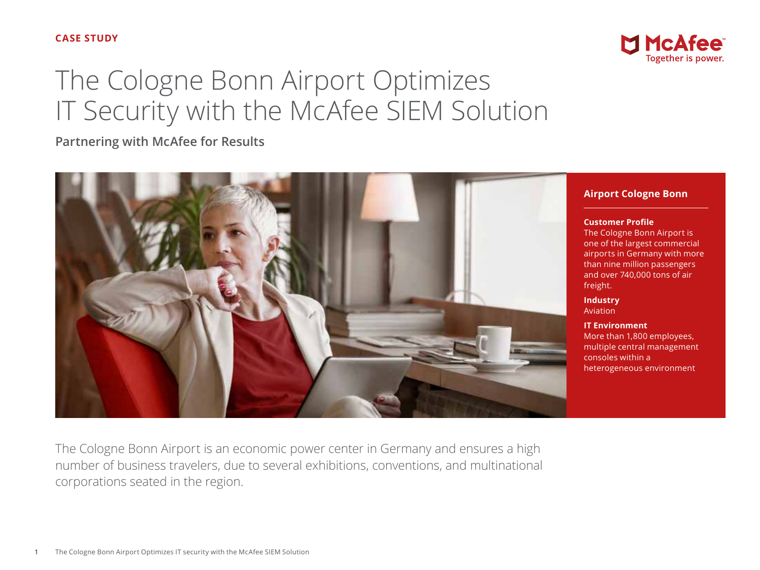CASE STUDY

# The Cologne Bonn Airport Optimizes IT Security with the McAfee SIEM Solution

**Partnering with McAfee for Results**

## Airport Cologne Bonn

**Customer Profile**
The Cologne Bonn Airport is one of the largest commercial airports in Germany with more than nine million passengers and over 740,000 tons of air freight.

**Industry**
Aviation

**IT Environment**
More than 1,800 employees, multiple central management consoles within a heterogeneous environment

The Cologne Bonn Airport is an economic power center in Germany and ensures a high number of business travelers, due to several exhibitions, conventions, and multinational corporations seated in the region.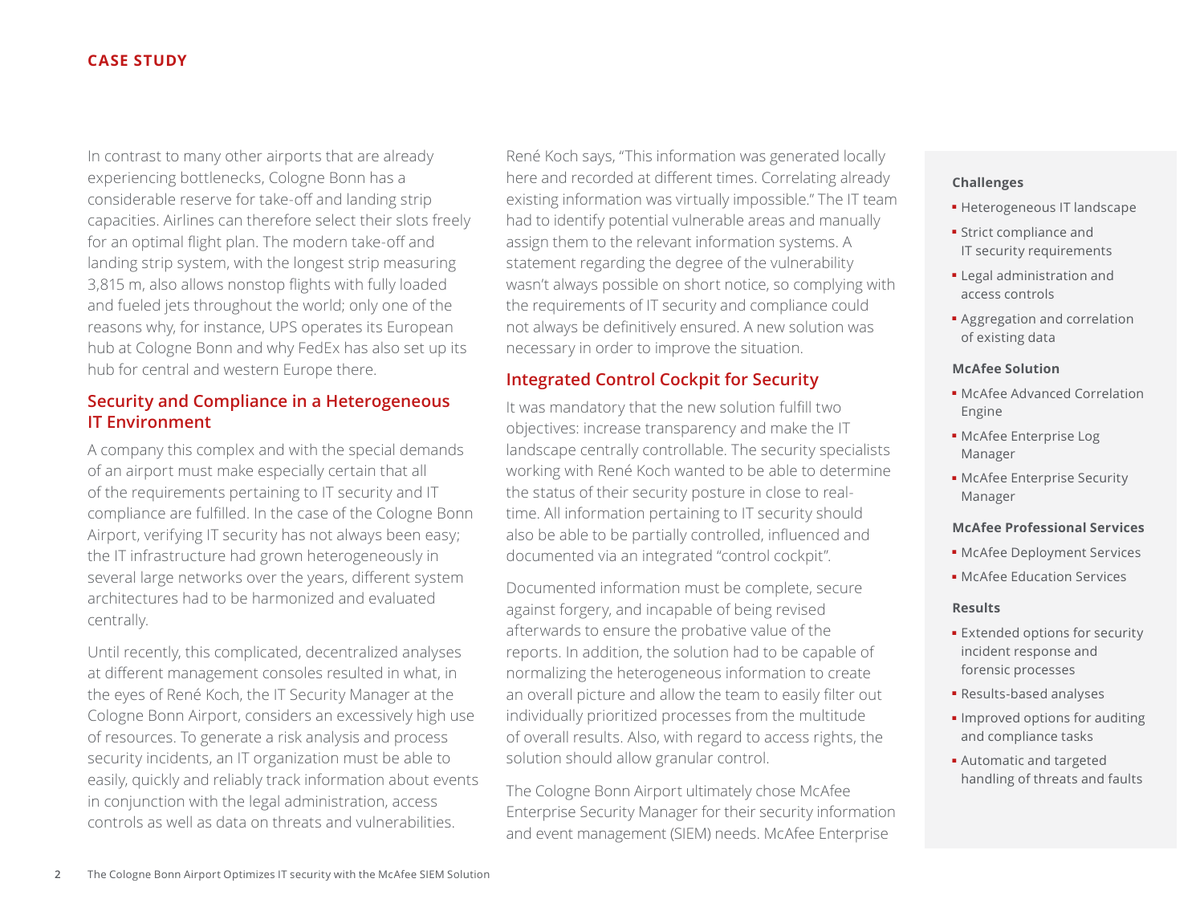In contrast to many other airports that are already experiencing bottlenecks, Cologne Bonn has a considerable reserve for take-off and landing strip capacities. Airlines can therefore select their slots freely for an optimal flight plan. The modern take-off and landing strip system, with the longest strip measuring 3,815 m, also allows nonstop flights with fully loaded and fueled jets throughout the world; only one of the reasons why, for instance, UPS operates its European hub at Cologne Bonn and why FedEx has also set up its hub for central and western Europe there.

## Security and Compliance in a Heterogeneous IT Environment

A company this complex and with the special demands of an airport must make especially certain that all of the requirements pertaining to IT security and IT compliance are fulfilled. In the case of the Cologne Bonn Airport, verifying IT security has not always been easy; the IT infrastructure had grown heterogeneously in several large networks over the years, different system architectures had to be harmonized and evaluated centrally.

Until recently, this complicated, decentralized analyses at different management consoles resulted in what, in the eyes of René Koch, the IT Security Manager at the Cologne Bonn Airport, considers an excessively high use of resources. To generate a risk analysis and process security incidents, an IT organization must be able to easily, quickly and reliably track information about events in conjunction with the legal administration, access controls as well as data on threats and vulnerabilities.

René Koch says, "This information was generated locally here and recorded at different times. Correlating already existing information was virtually impossible." The IT team had to identify potential vulnerable areas and manually assign them to the relevant information systems. A statement regarding the degree of the vulnerability wasn't always possible on short notice, so complying with the requirements of IT security and compliance could not always be definitively ensured. A new solution was necessary in order to improve the situation.

## Integrated Control Cockpit for Security

It was mandatory that the new solution fulfill two objectives: increase transparency and make the IT landscape centrally controllable. The security specialists working with René Koch wanted to be able to determine the status of their security posture in close to real-time. All information pertaining to IT security should also be able to be partially controlled, influenced and documented via an integrated "control cockpit".

Documented information must be complete, secure against forgery, and incapable of being revised afterwards to ensure the probative value of the reports. In addition, the solution had to be capable of normalizing the heterogeneous information to create an overall picture and allow the team to easily filter out individually prioritized processes from the multitude of overall results. Also, with regard to access rights, the solution should allow granular control.

The Cologne Bonn Airport ultimately chose McAfee Enterprise Security Manager for their security information and event management (SIEM) needs. McAfee Enterprise

**Challenges**

- Heterogeneous IT landscape
- Strict compliance and IT security requirements
- Legal administration and access controls
- Aggregation and correlation of existing data

**McAfee Solution**

- McAfee Advanced Correlation Engine
- McAfee Enterprise Log Manager
- McAfee Enterprise Security Manager

**McAfee Professional Services**

- McAfee Deployment Services
- McAfee Education Services

**Results**

- Extended options for security incident response and forensic processes
- Results-based analyses
- Improved options for auditing and compliance tasks
- Automatic and targeted handling of threats and faults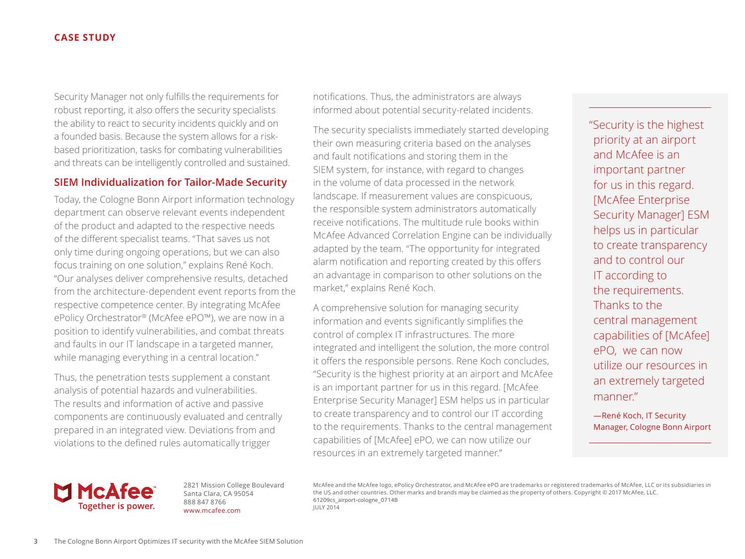Security Manager not only fulfills the requirements for robust reporting, it also offers the security specialists the ability to react to security incidents quickly and on a founded basis. Because the system allows for a risk-based prioritization, tasks for combating vulnerabilities and threats can be intelligently controlled and sustained.

## SIEM Individualization for Tailor-Made Security

Today, the Cologne Bonn Airport information technology department can observe relevant events independent of the product and adapted to the respective needs of the different specialist teams. "That saves us not only time during ongoing operations, but we can also focus training on one solution," explains René Koch. "Our analyses deliver comprehensive results, detached from the architecture-dependent event reports from the respective competence center. By integrating McAfee ePolicy Orchestrator® (McAfee ePO™), we are now in a position to identify vulnerabilities, and combat threats and faults in our IT landscape in a targeted manner, while managing everything in a central location."

Thus, the penetration tests supplement a constant analysis of potential hazards and vulnerabilities. The results and information of active and passive components are continuously evaluated and centrally prepared in an integrated view. Deviations from and violations to the defined rules automatically trigger notifications. Thus, the administrators are always informed about potential security-related incidents.

The security specialists immediately started developing their own measuring criteria based on the analyses and fault notifications and storing them in the SIEM system, for instance, with regard to changes in the volume of data processed in the network landscape. If measurement values are conspicuous, the responsible system administrators automatically receive notifications. The multitude rule books within McAfee Advanced Correlation Engine can be individually adapted by the team. "The opportunity for integrated alarm notification and reporting created by this offers an advantage in comparison to other solutions on the market," explains René Koch.

A comprehensive solution for managing security information and events significantly simplifies the control of complex IT infrastructures. The more integrated and intelligent the solution, the more control it offers the responsible persons. Rene Koch concludes, "Security is the highest priority at an airport and McAfee is an important partner for us in this regard. [McAfee Enterprise Security Manager] ESM helps us in particular to create transparency and to control our IT according to the requirements. Thanks to the central management capabilities of [McAfee] ePO, we can now utilize our resources in an extremely targeted manner."

> "Security is the highest priority at an airport and McAfee is an important partner for us in this regard. [McAfee Enterprise Security Manager] ESM helps us in particular to create transparency and to control our IT according to the requirements. Thanks to the central management capabilities of [McAfee] ePO, we can now utilize our resources in an extremely targeted manner."
>
> —René Koch, IT Security Manager, Cologne Bonn Airport

McAfee
Together is power.

2821 Mission College Boulevard
Santa Clara, CA 95054
888 847 8766
www.mcafee.com

McAfee and the McAfee logo, ePolicy Orchestrator, and McAfee ePO are trademarks or registered trademarks of McAfee, LLC or its subsidiaries in the US and other countries. Other marks and brands may be claimed as the property of others. Copyright © 2017 McAfee, LLC.
61209cs_airport-cologne_0714B
JULY 2014